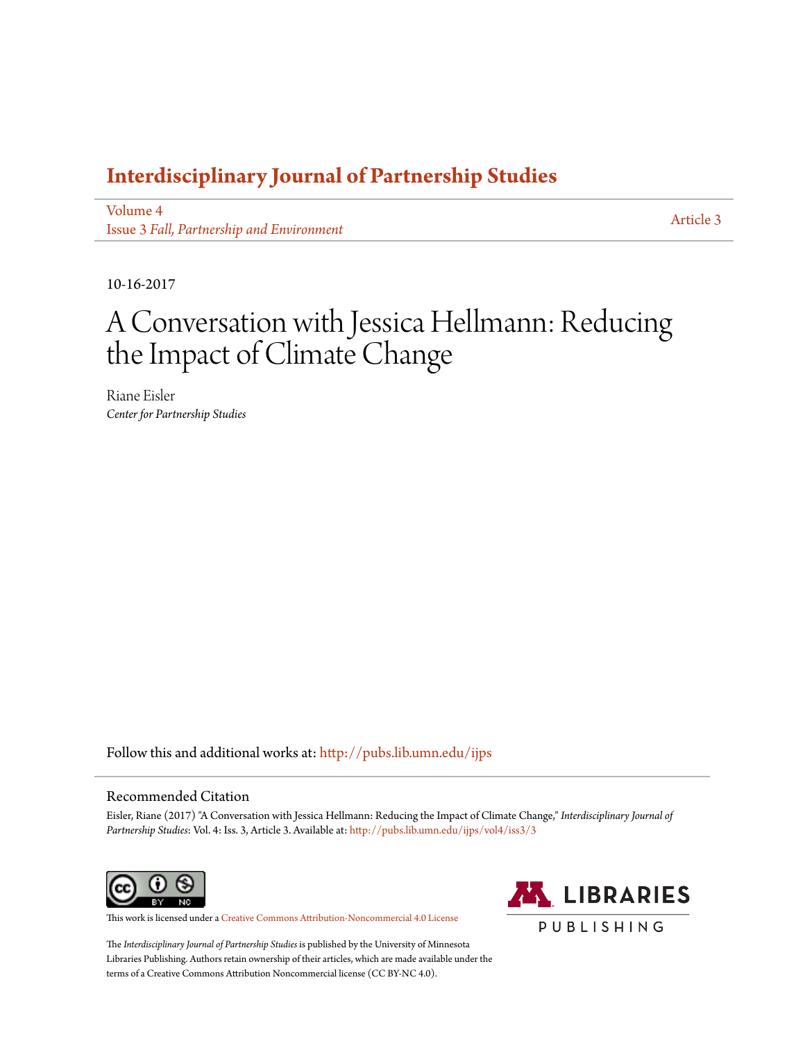# Interdisciplinary Journal of Partnership Studies

Volume 4
Issue 3 *Fall, Partnership and Environment*

Article 3

10-16-2017

# A Conversation with Jessica Hellmann: Reducing the Impact of Climate Change

Riane Eisler
*Center for Partnership Studies*

Follow this and additional works at: http://pubs.lib.umn.edu/ijps

## Recommended Citation

Eisler, Riane (2017) "A Conversation with Jessica Hellmann: Reducing the Impact of Climate Change," *Interdisciplinary Journal of Partnership Studies*: Vol. 4: Iss. 3, Article 3. Available at: http://pubs.lib.umn.edu/ijps/vol4/iss3/3

This work is licensed under a Creative Commons Attribution-Noncommercial 4.0 License

The *Interdisciplinary Journal of Partnership Studies* is published by the University of Minnesota Libraries Publishing. Authors retain ownership of their articles, which are made available under the terms of a Creative Commons Attribution Noncommercial license (CC BY-NC 4.0).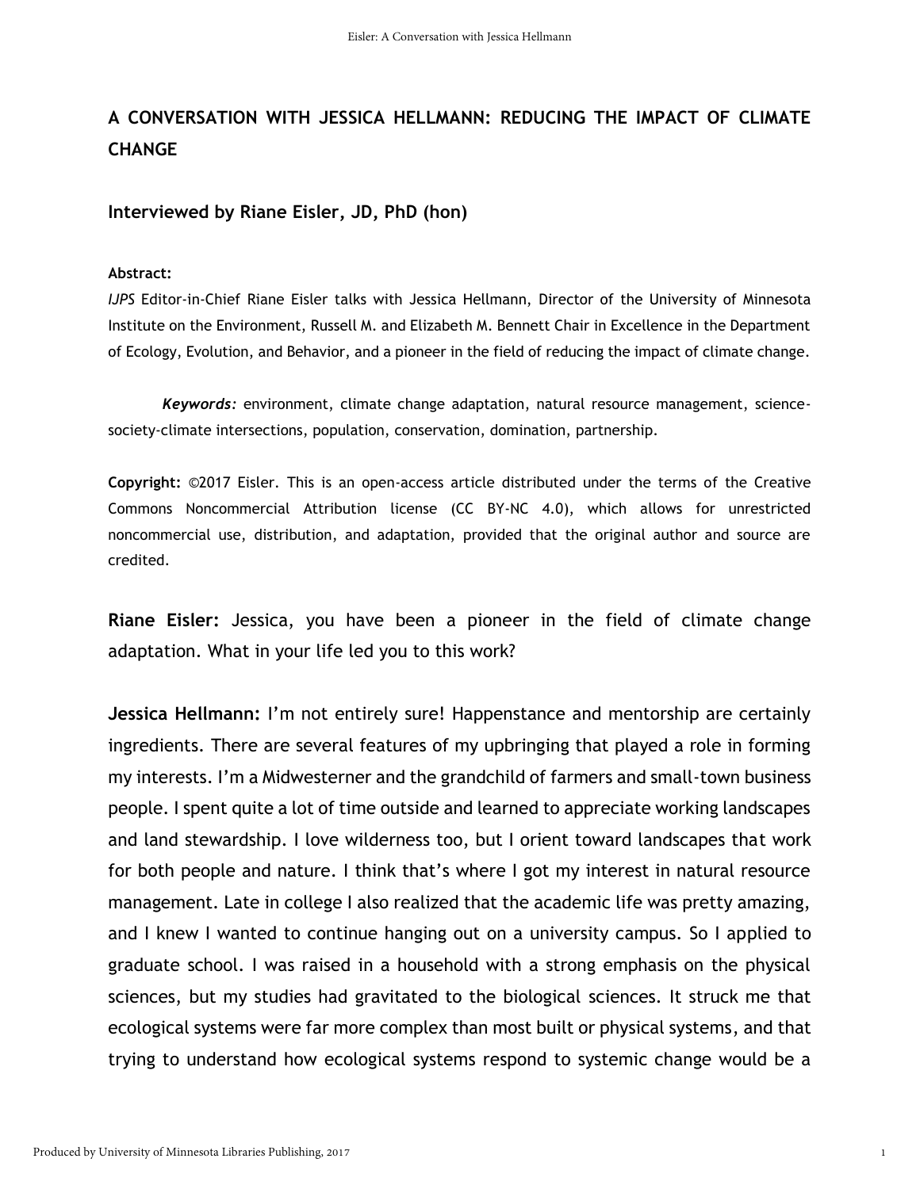## A CONVERSATION WITH JESSICA HELLMANN: REDUCING THE IMPACT OF CLIMATE CHANGE

### Interviewed by Riane Eisler, JD, PhD (hon)

**Abstract:**
*IJPS* Editor-in-Chief Riane Eisler talks with Jessica Hellmann, Director of the University of Minnesota Institute on the Environment, Russell M. and Elizabeth M. Bennett Chair in Excellence in the Department of Ecology, Evolution, and Behavior, and a pioneer in the field of reducing the impact of climate change.

***Keywords:*** environment, climate change adaptation, natural resource management, science-society-climate intersections, population, conservation, domination, partnership.

**Copyright:** ©2017 Eisler. This is an open-access article distributed under the terms of the Creative Commons Noncommercial Attribution license (CC BY-NC 4.0), which allows for unrestricted noncommercial use, distribution, and adaptation, provided that the original author and source are credited.

**Riane Eisler:** Jessica, you have been a pioneer in the field of climate change adaptation. What in your life led you to this work?

**Jessica Hellmann:** I'm not entirely sure! Happenstance and mentorship are certainly ingredients. There are several features of my upbringing that played a role in forming my interests. I'm a Midwesterner and the grandchild of farmers and small-town business people. I spent quite a lot of time outside and learned to appreciate working landscapes and land stewardship. I love wilderness too, but I orient toward landscapes that work for both people and nature. I think that's where I got my interest in natural resource management. Late in college I also realized that the academic life was pretty amazing, and I knew I wanted to continue hanging out on a university campus. So I applied to graduate school. I was raised in a household with a strong emphasis on the physical sciences, but my studies had gravitated to the biological sciences. It struck me that ecological systems were far more complex than most built or physical systems, and that trying to understand how ecological systems respond to systemic change would be a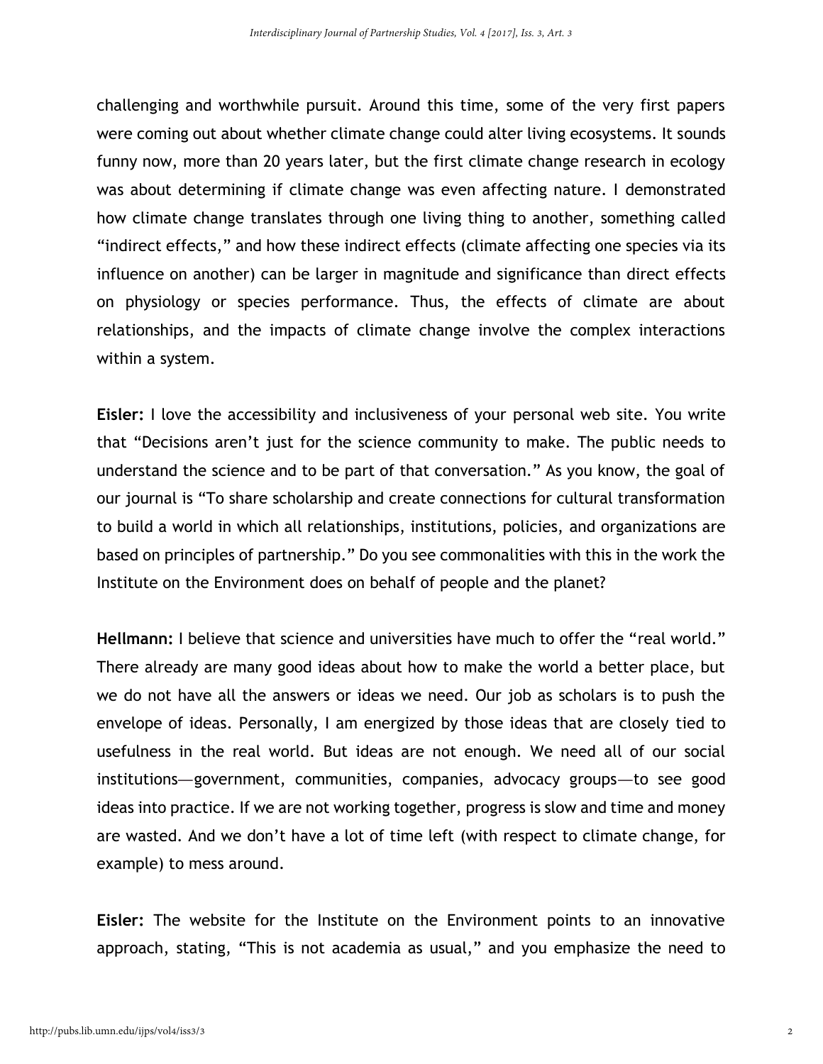challenging and worthwhile pursuit. Around this time, some of the very first papers were coming out about whether climate change could alter living ecosystems. It sounds funny now, more than 20 years later, but the first climate change research in ecology was about determining if climate change was even affecting nature. I demonstrated how climate change translates through one living thing to another, something called "indirect effects," and how these indirect effects (climate affecting one species via its influence on another) can be larger in magnitude and significance than direct effects on physiology or species performance. Thus, the effects of climate are about relationships, and the impacts of climate change involve the complex interactions within a system.

**Eisler:** I love the accessibility and inclusiveness of your personal web site. You write that "Decisions aren't just for the science community to make. The public needs to understand the science and to be part of that conversation." As you know, the goal of our journal is "To share scholarship and create connections for cultural transformation to build a world in which all relationships, institutions, policies, and organizations are based on principles of partnership." Do you see commonalities with this in the work the Institute on the Environment does on behalf of people and the planet?

**Hellmann:** I believe that science and universities have much to offer the "real world." There already are many good ideas about how to make the world a better place, but we do not have all the answers or ideas we need. Our job as scholars is to push the envelope of ideas. Personally, I am energized by those ideas that are closely tied to usefulness in the real world. But ideas are not enough. We need all of our social institutions—government, communities, companies, advocacy groups—to see good ideas into practice. If we are not working together, progress is slow and time and money are wasted. And we don't have a lot of time left (with respect to climate change, for example) to mess around.

**Eisler:** The website for the Institute on the Environment points to an innovative approach, stating, "This is not academia as usual," and you emphasize the need to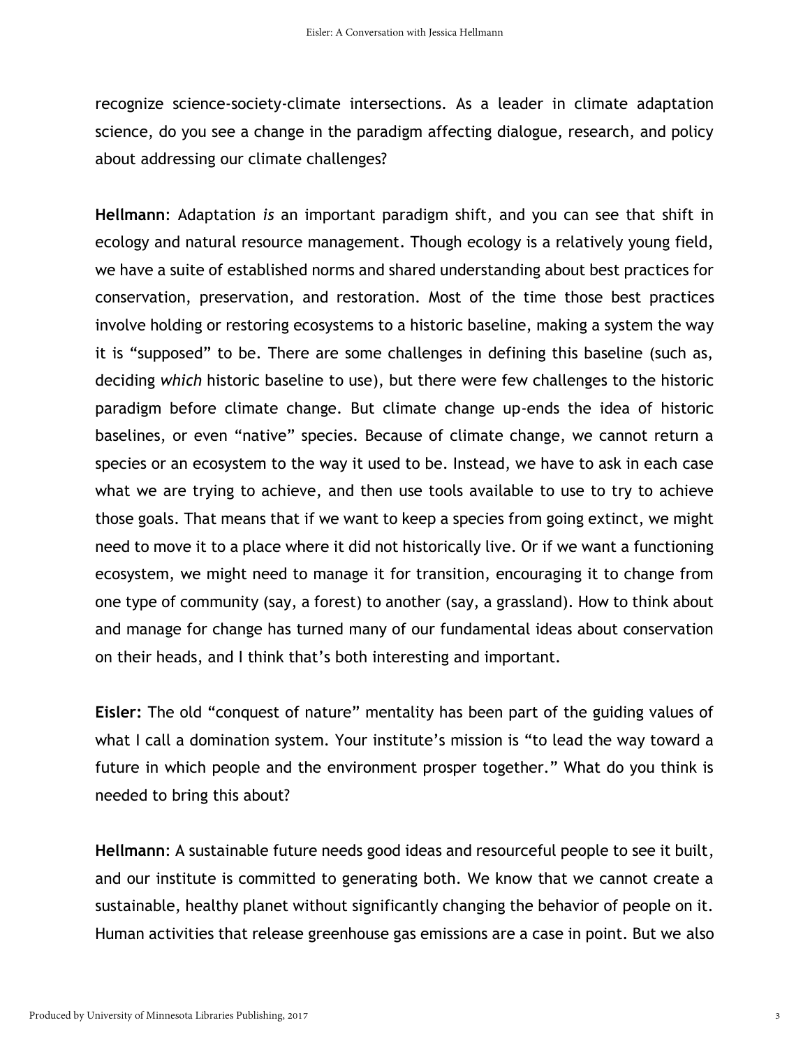recognize science-society-climate intersections. As a leader in climate adaptation science, do you see a change in the paradigm affecting dialogue, research, and policy about addressing our climate challenges?

**Hellmann**: Adaptation *is* an important paradigm shift, and you can see that shift in ecology and natural resource management. Though ecology is a relatively young field, we have a suite of established norms and shared understanding about best practices for conservation, preservation, and restoration. Most of the time those best practices involve holding or restoring ecosystems to a historic baseline, making a system the way it is "supposed" to be. There are some challenges in defining this baseline (such as, deciding *which* historic baseline to use), but there were few challenges to the historic paradigm before climate change. But climate change up-ends the idea of historic baselines, or even "native" species. Because of climate change, we cannot return a species or an ecosystem to the way it used to be. Instead, we have to ask in each case what we are trying to achieve, and then use tools available to use to try to achieve those goals. That means that if we want to keep a species from going extinct, we might need to move it to a place where it did not historically live. Or if we want a functioning ecosystem, we might need to manage it for transition, encouraging it to change from one type of community (say, a forest) to another (say, a grassland). How to think about and manage for change has turned many of our fundamental ideas about conservation on their heads, and I think that's both interesting and important.

**Eisler:** The old "conquest of nature" mentality has been part of the guiding values of what I call a domination system. Your institute's mission is "to lead the way toward a future in which people and the environment prosper together." What do you think is needed to bring this about?

**Hellmann**: A sustainable future needs good ideas and resourceful people to see it built, and our institute is committed to generating both. We know that we cannot create a sustainable, healthy planet without significantly changing the behavior of people on it. Human activities that release greenhouse gas emissions are a case in point. But we also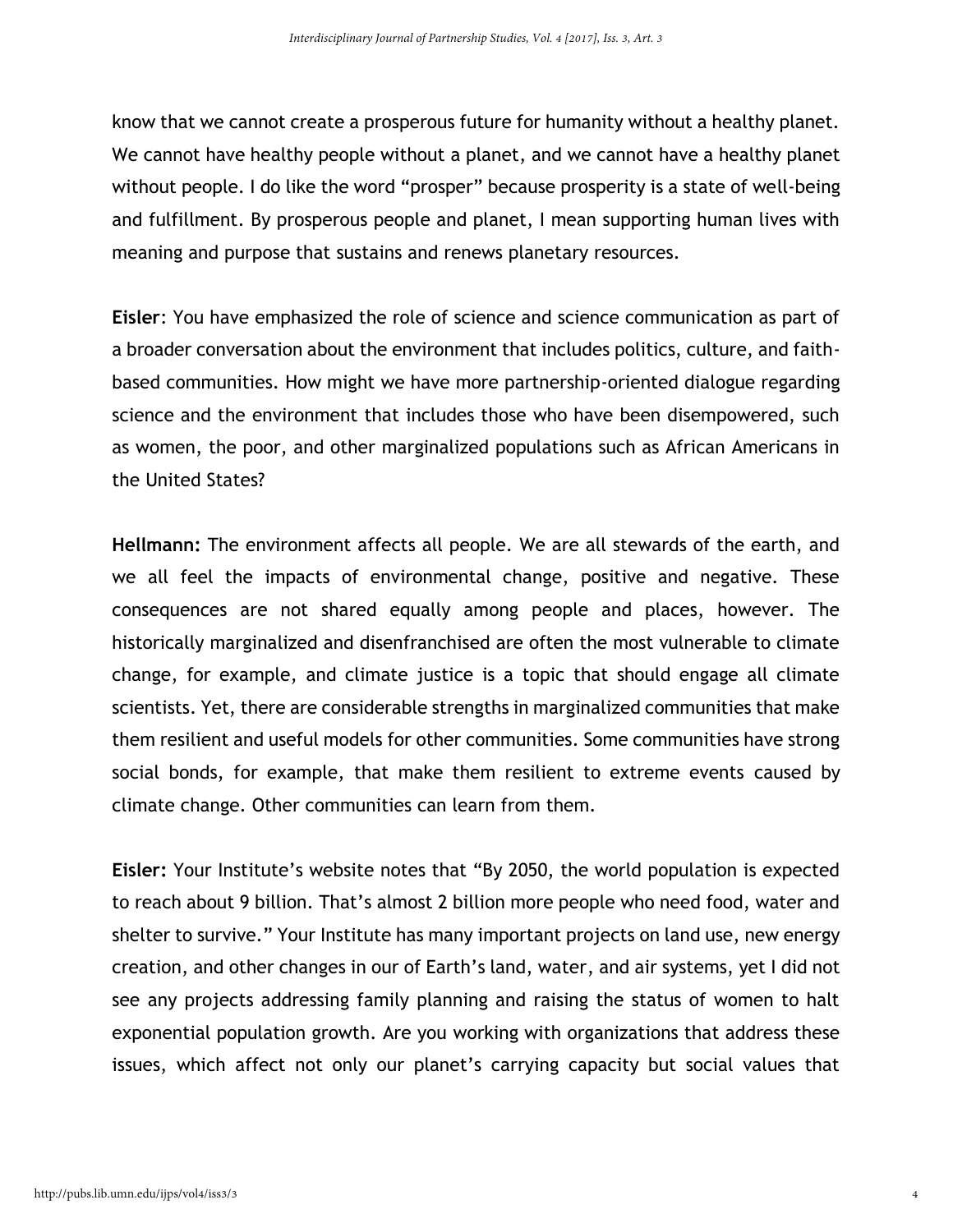know that we cannot create a prosperous future for humanity without a healthy planet. We cannot have healthy people without a planet, and we cannot have a healthy planet without people. I do like the word "prosper" because prosperity is a state of well-being and fulfillment. By prosperous people and planet, I mean supporting human lives with meaning and purpose that sustains and renews planetary resources.

**Eisler**: You have emphasized the role of science and science communication as part of a broader conversation about the environment that includes politics, culture, and faith-based communities. How might we have more partnership-oriented dialogue regarding science and the environment that includes those who have been disempowered, such as women, the poor, and other marginalized populations such as African Americans in the United States?

**Hellmann:** The environment affects all people. We are all stewards of the earth, and we all feel the impacts of environmental change, positive and negative. These consequences are not shared equally among people and places, however. The historically marginalized and disenfranchised are often the most vulnerable to climate change, for example, and climate justice is a topic that should engage all climate scientists. Yet, there are considerable strengths in marginalized communities that make them resilient and useful models for other communities. Some communities have strong social bonds, for example, that make them resilient to extreme events caused by climate change. Other communities can learn from them.

**Eisler:** Your Institute's website notes that "By 2050, the world population is expected to reach about 9 billion. That's almost 2 billion more people who need food, water and shelter to survive." Your Institute has many important projects on land use, new energy creation, and other changes in our of Earth's land, water, and air systems, yet I did not see any projects addressing family planning and raising the status of women to halt exponential population growth. Are you working with organizations that address these issues, which affect not only our planet's carrying capacity but social values that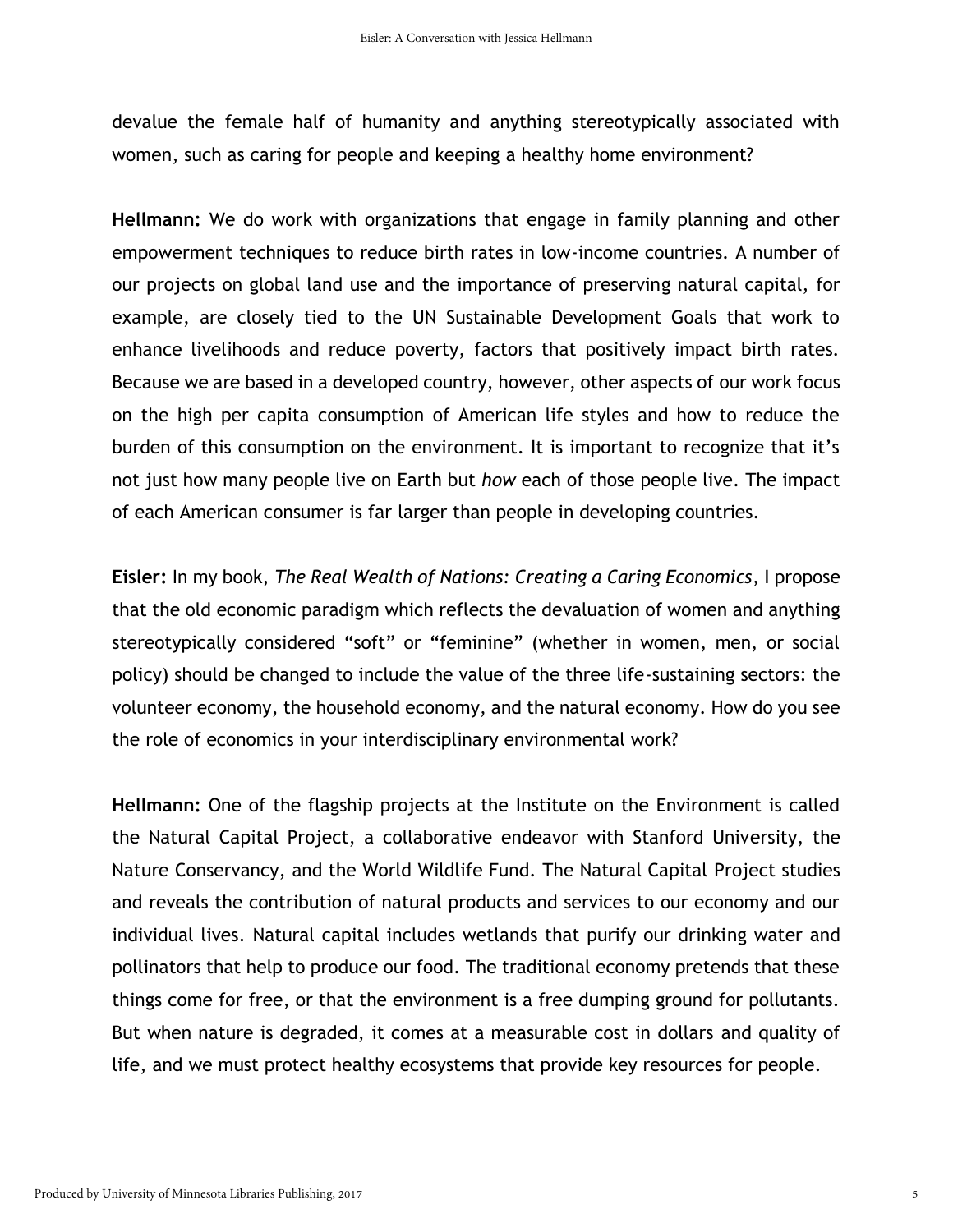devalue the female half of humanity and anything stereotypically associated with women, such as caring for people and keeping a healthy home environment?

**Hellmann:** We do work with organizations that engage in family planning and other empowerment techniques to reduce birth rates in low-income countries. A number of our projects on global land use and the importance of preserving natural capital, for example, are closely tied to the UN Sustainable Development Goals that work to enhance livelihoods and reduce poverty, factors that positively impact birth rates. Because we are based in a developed country, however, other aspects of our work focus on the high per capita consumption of American life styles and how to reduce the burden of this consumption on the environment. It is important to recognize that it's not just how many people live on Earth but *how* each of those people live. The impact of each American consumer is far larger than people in developing countries.

**Eisler:** In my book, *The Real Wealth of Nations: Creating a Caring Economics*, I propose that the old economic paradigm which reflects the devaluation of women and anything stereotypically considered "soft" or "feminine" (whether in women, men, or social policy) should be changed to include the value of the three life-sustaining sectors: the volunteer economy, the household economy, and the natural economy. How do you see the role of economics in your interdisciplinary environmental work?

**Hellmann:** One of the flagship projects at the Institute on the Environment is called the Natural Capital Project, a collaborative endeavor with Stanford University, the Nature Conservancy, and the World Wildlife Fund. The Natural Capital Project studies and reveals the contribution of natural products and services to our economy and our individual lives. Natural capital includes wetlands that purify our drinking water and pollinators that help to produce our food. The traditional economy pretends that these things come for free, or that the environment is a free dumping ground for pollutants. But when nature is degraded, it comes at a measurable cost in dollars and quality of life, and we must protect healthy ecosystems that provide key resources for people.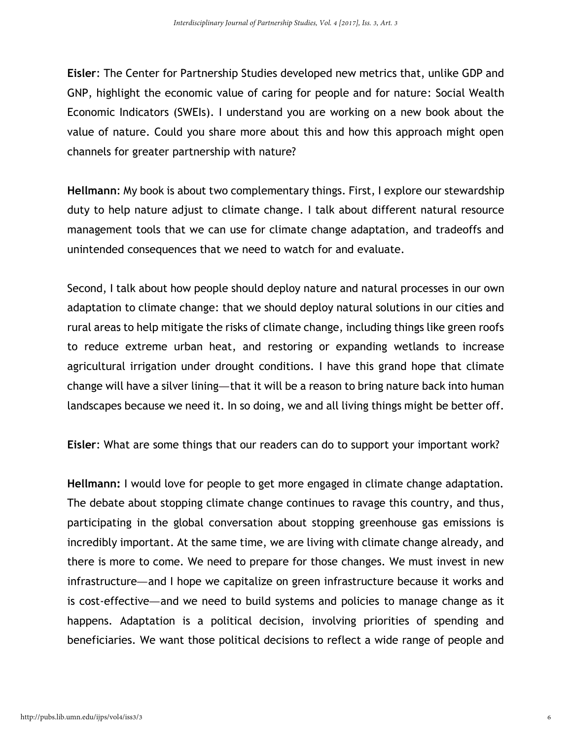**Eisler**: The Center for Partnership Studies developed new metrics that, unlike GDP and GNP, highlight the economic value of caring for people and for nature: Social Wealth Economic Indicators (SWEIs). I understand you are working on a new book about the value of nature. Could you share more about this and how this approach might open channels for greater partnership with nature?

**Hellmann**: My book is about two complementary things. First, I explore our stewardship duty to help nature adjust to climate change. I talk about different natural resource management tools that we can use for climate change adaptation, and tradeoffs and unintended consequences that we need to watch for and evaluate.

Second, I talk about how people should deploy nature and natural processes in our own adaptation to climate change: that we should deploy natural solutions in our cities and rural areas to help mitigate the risks of climate change, including things like green roofs to reduce extreme urban heat, and restoring or expanding wetlands to increase agricultural irrigation under drought conditions. I have this grand hope that climate change will have a silver lining—that it will be a reason to bring nature back into human landscapes because we need it. In so doing, we and all living things might be better off.

**Eisler**: What are some things that our readers can do to support your important work?

**Hellmann:** I would love for people to get more engaged in climate change adaptation. The debate about stopping climate change continues to ravage this country, and thus, participating in the global conversation about stopping greenhouse gas emissions is incredibly important. At the same time, we are living with climate change already, and there is more to come. We need to prepare for those changes. We must invest in new infrastructure—and I hope we capitalize on green infrastructure because it works and is cost-effective—and we need to build systems and policies to manage change as it happens. Adaptation is a political decision, involving priorities of spending and beneficiaries. We want those political decisions to reflect a wide range of people and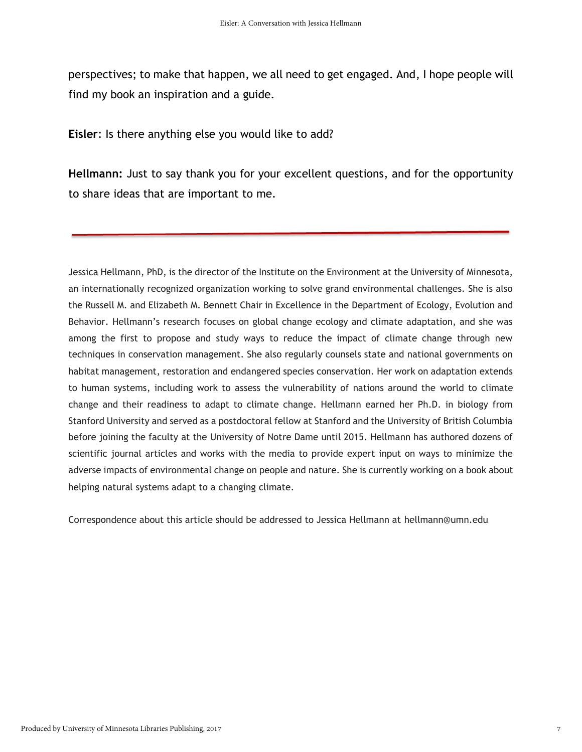perspectives; to make that happen, we all need to get engaged. And, I hope people will find my book an inspiration and a guide.

**Eisler**: Is there anything else you would like to add?

**Hellmann:** Just to say thank you for your excellent questions, and for the opportunity to share ideas that are important to me.

---

Jessica Hellmann, PhD, is the director of the Institute on the Environment at the University of Minnesota, an internationally recognized organization working to solve grand environmental challenges. She is also the Russell M. and Elizabeth M. Bennett Chair in Excellence in the Department of Ecology, Evolution and Behavior. Hellmann's research focuses on global change ecology and climate adaptation, and she was among the first to propose and study ways to reduce the impact of climate change through new techniques in conservation management. She also regularly counsels state and national governments on habitat management, restoration and endangered species conservation. Her work on adaptation extends to human systems, including work to assess the vulnerability of nations around the world to climate change and their readiness to adapt to climate change. Hellmann earned her Ph.D. in biology from Stanford University and served as a postdoctoral fellow at Stanford and the University of British Columbia before joining the faculty at the University of Notre Dame until 2015. Hellmann has authored dozens of scientific journal articles and works with the media to provide expert input on ways to minimize the adverse impacts of environmental change on people and nature. She is currently working on a book about helping natural systems adapt to a changing climate.

Correspondence about this article should be addressed to Jessica Hellmann at hellmann@umn.edu